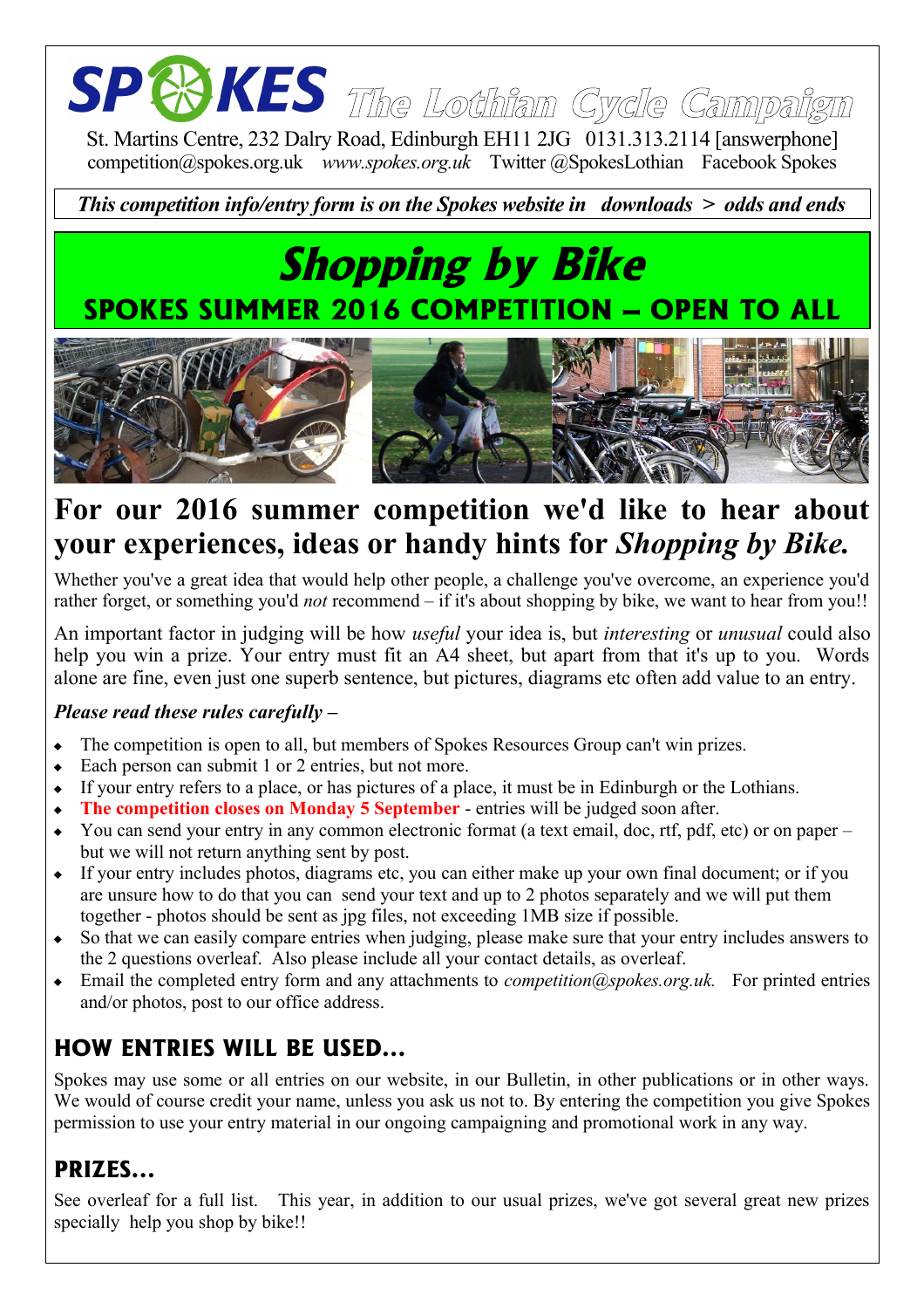**SPOKES** *The Lothian Cycle Campaign*

St. Martins Centre, 232 Dalry Road, Edinburgh EH11 2JG 0131.313.2114 [answerphone]
competition@spokes.org.uk *www.spokes.org.uk* Twitter @SpokesLothian Facebook Spokes

*This competition info/entry form is on the Spokes website in downloads > odds and ends*

# *Shopping by Bike*

## SPOKES SUMMER 2016 COMPETITION – OPEN TO ALL

## For our 2016 summer competition we'd like to hear about your experiences, ideas or handy hints for *Shopping by Bike.*

Whether you've a great idea that would help other people, a challenge you've overcome, an experience you'd rather forget, or something you'd *not* recommend – if it's about shopping by bike, we want to hear from you!!

An important factor in judging will be how *useful* your idea is, but *interesting* or *unusual* could also help you win a prize. Your entry must fit an A4 sheet, but apart from that it's up to you. Words alone are fine, even just one superb sentence, but pictures, diagrams etc often add value to an entry.

*Please read these rules carefully –*

- The competition is open to all, but members of Spokes Resources Group can't win prizes.
- Each person can submit 1 or 2 entries, but not more.
- If your entry refers to a place, or has pictures of a place, it must be in Edinburgh or the Lothians.
- **The competition closes on Monday 5 September** - entries will be judged soon after.
- You can send your entry in any common electronic format (a text email, doc, rtf, pdf, etc) or on paper – but we will not return anything sent by post.
- If your entry includes photos, diagrams etc, you can either make up your own final document; or if you are unsure how to do that you can send your text and up to 2 photos separately and we will put them together - photos should be sent as jpg files, not exceeding 1MB size if possible.
- So that we can easily compare entries when judging, please make sure that your entry includes answers to the 2 questions overleaf. Also please include all your contact details, as overleaf.
- Email the completed entry form and any attachments to *competition@spokes.org.uk.* For printed entries and/or photos, post to our office address.

## HOW ENTRIES WILL BE USED...

Spokes may use some or all entries on our website, in our Bulletin, in other publications or in other ways. We would of course credit your name, unless you ask us not to. By entering the competition you give Spokes permission to use your entry material in our ongoing campaigning and promotional work in any way.

## PRIZES...

See overleaf for a full list. This year, in addition to our usual prizes, we've got several great new prizes specially help you shop by bike!!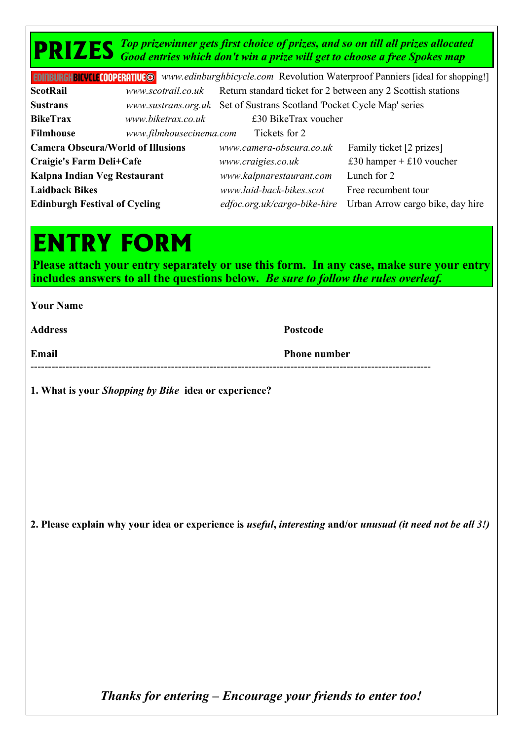# PRIZES

***Top prizewinner gets first choice of prizes, and so on till all prizes allocated***
***Good entries which don't win a prize will get to choose a free Spokes map***

| | | |
|---|---|---|
| **EDINBURGH BICYCLE COOPERATIVE** | *www.edinburghbicycle.com* | Revolution Waterproof Panniers [ideal for shopping!] |
| **ScotRail** | *www.scotrail.co.uk* | Return standard ticket for 2 between any 2 Scottish stations |
| **Sustrans** | *www.sustrans.org.uk* | Set of Sustrans Scotland 'Pocket Cycle Map' series |
| **BikeTrax** | *www.biketrax.co.uk* | £30 BikeTrax voucher |
| **Filmhouse** | *www.filmhousecinema.com* | Tickets for 2 |
| **Camera Obscura/World of Illusions** | *www.camera-obscura.co.uk* | Family ticket [2 prizes] |
| **Craigie's Farm Deli+Cafe** | *www.craigies.co.uk* | £30 hamper + £10 voucher |
| **Kalpna Indian Veg Restaurant** | *www.kalpnarestaurant.com* | Lunch for 2 |
| **Laidback Bikes** | *www.laid-back-bikes.scot* | Free recumbent tour |
| **Edinburgh Festival of Cycling** | *edfoc.org.uk/cargo-bike-hire* | Urban Arrow cargo bike, day hire |

# ENTRY FORM

**Please attach your entry separately or use this form. In any case, make sure your entry includes answers to all the questions below. *Be sure to follow the rules overleaf.***

**Your Name**

**Address** **Postcode**

**Email** **Phone number**

---

**1. What is your *Shopping by Bike* idea or experience?**

**2. Please explain why your idea or experience is *useful*, *interesting* and/or *unusual (it need not be all 3!)***

***Thanks for entering – Encourage your friends to enter too!***